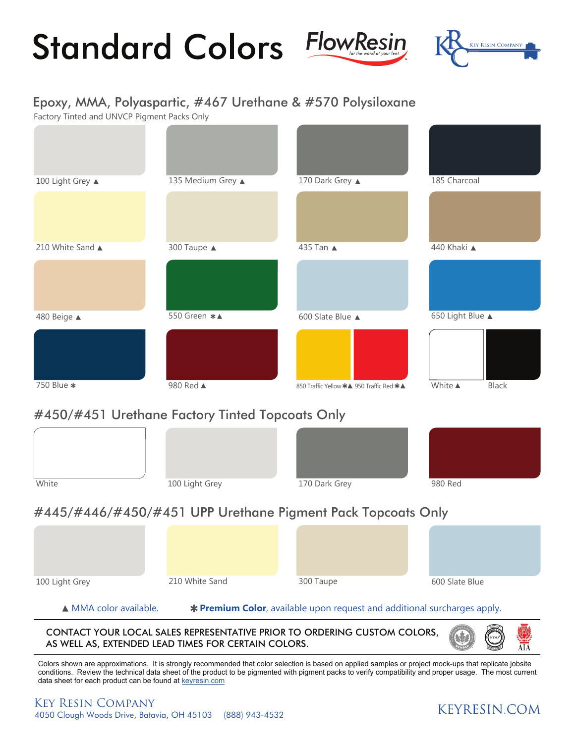# Standard Colors

FlowResin *for the world at your feet*

KRC Key Resin Company

## Epoxy, MMA, Polyaspartic, #467 Urethane & #570 Polysiloxane

Factory Tinted and UNVCP Pigment Packs Only

- 100 Light Grey ▲
- 135 Medium Grey ▲
- 170 Dark Grey ▲
- 185 Charcoal
- 210 White Sand ▲
- 300 Taupe ▲
- 435 Tan ▲
- 440 Khaki ▲
- 480 Beige ▲
- 550 Green ✱▲
- 600 Slate Blue ▲
- 650 Light Blue ▲
- 750 Blue ✱
- 980 Red ▲
- 850 Traffic Yellow ✱▲
- 950 Traffic Red ✱▲
- White ▲
- Black

## #450/#451 Urethane Factory Tinted Topcoats Only

- White
- 100 Light Grey
- 170 Dark Grey
- 980 Red

## #445/#446/#450/#451 UPP Urethane Pigment Pack Topcoats Only

- 100 Light Grey
- 210 White Sand
- 300 Taupe
- 600 Slate Blue

▲ MMA color available. ✱ **Premium Color**, available upon request and additional surcharges apply.

CONTACT YOUR LOCAL SALES REPRESENTATIVE PRIOR TO ORDERING CUSTOM COLORS, AS WELL AS, EXTENDED LEAD TIMES FOR CERTAIN COLORS.

Colors shown are approximations. It is strongly recommended that color selection is based on applied samples or project mock-ups that replicate jobsite conditions. Review the technical data sheet of the product to be pigmented with pigment packs to verify compatibility and proper usage. The most current data sheet for each product can be found at keyresin.com

Key Resin Company
4050 Clough Woods Drive, Batavia, OH 45103 (888) 943-4532

KEYRESIN.COM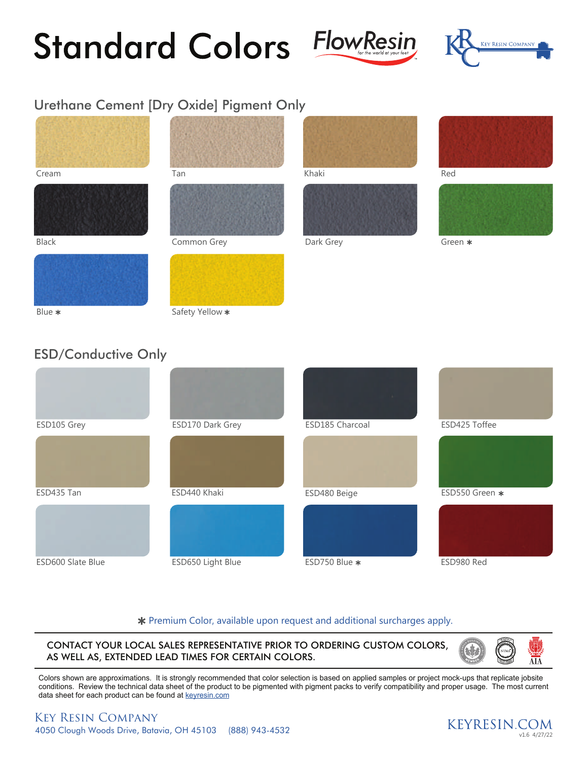# Standard Colors

FlowResin
for the world at your feet

KRC Key Resin Company

## Urethane Cement [Dry Oxide] Pigment Only

Cream

Tan

Khaki

Red

Black

Common Grey

Dark Grey

Green ✱

Blue ✱

Safety Yellow ✱

## ESD/Conductive Only

ESD105 Grey

ESD170 Dark Grey

ESD185 Charcoal

ESD425 Toffee

ESD435 Tan

ESD440 Khaki

ESD480 Beige

ESD550 Green ✱

ESD600 Slate Blue

ESD650 Light Blue

ESD750 Blue ✱

ESD980 Red

✱ Premium Color, available upon request and additional surcharges apply.

CONTACT YOUR LOCAL SALES REPRESENTATIVE PRIOR TO ORDERING CUSTOM COLORS, AS WELL AS, EXTENDED LEAD TIMES FOR CERTAIN COLORS.

Colors shown are approximations. It is strongly recommended that color selection is based on applied samples or project mock-ups that replicate jobsite conditions. Review the technical data sheet of the product to be pigmented with pigment packs to verify compatibility and proper usage. The most current data sheet for each product can be found at keyresin.com

Key Resin Company
4050 Clough Woods Drive, Batavia, OH 45103 (888) 943-4532

KEYRESIN.COM
v1.6 4/27/22